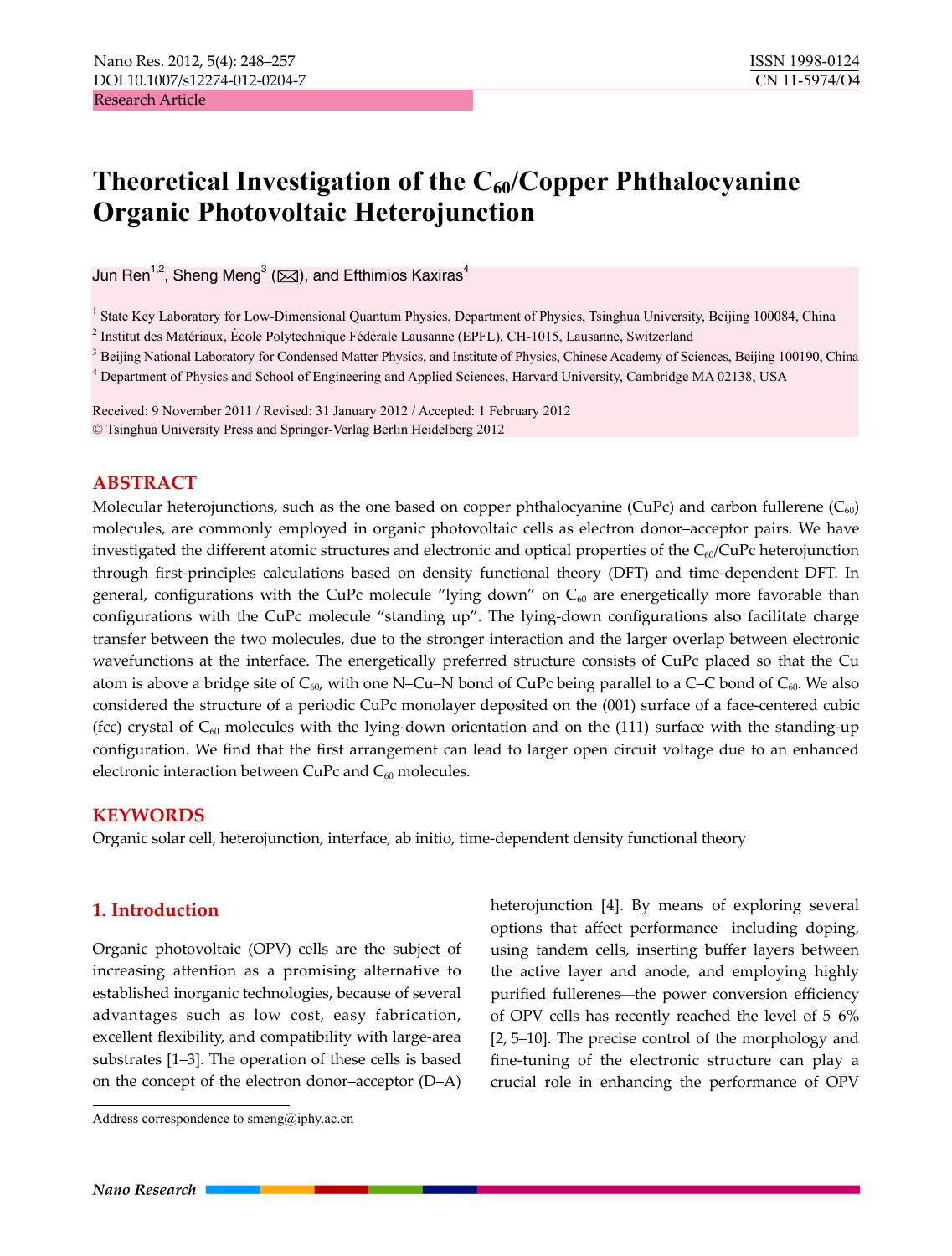Research Article

# Theoretical Investigation of the $C_{60}$/Copper Phthalocyanine Organic Photovoltaic Heterojunction

Jun Ren[1,2], Sheng Meng[3] (✉), and Efthimios Kaxiras[4]

[1] State Key Laboratory for Low-Dimensional Quantum Physics, Department of Physics, Tsinghua University, Beijing 100084, China
[2] Institut des Matériaux, École Polytechnique Fédérale Lausanne (EPFL), CH-1015, Lausanne, Switzerland
[3] Beijing National Laboratory for Condensed Matter Physics, and Institute of Physics, Chinese Academy of Sciences, Beijing 100190, China
[4] Department of Physics and School of Engineering and Applied Sciences, Harvard University, Cambridge MA 02138, USA

Received: 9 November 2011 / Revised: 31 January 2012 / Accepted: 1 February 2012
© Tsinghua University Press and Springer-Verlag Berlin Heidelberg 2012

## ABSTRACT

Molecular heterojunctions, such as the one based on copper phthalocyanine (CuPc) and carbon fullerene ($C_{60}$) molecules, are commonly employed in organic photovoltaic cells as electron donor–acceptor pairs. We have investigated the different atomic structures and electronic and optical properties of the $C_{60}$/CuPc heterojunction through first-principles calculations based on density functional theory (DFT) and time-dependent DFT. In general, configurations with the CuPc molecule "lying down" on $C_{60}$ are energetically more favorable than configurations with the CuPc molecule "standing up". The lying-down configurations also facilitate charge transfer between the two molecules, due to the stronger interaction and the larger overlap between electronic wavefunctions at the interface. The energetically preferred structure consists of CuPc placed so that the Cu atom is above a bridge site of $C_{60}$, with one N–Cu–N bond of CuPc being parallel to a C–C bond of $C_{60}$. We also considered the structure of a periodic CuPc monolayer deposited on the (001) surface of a face-centered cubic (fcc) crystal of $C_{60}$ molecules with the lying-down orientation and on the (111) surface with the standing-up configuration. We find that the first arrangement can lead to larger open circuit voltage due to an enhanced electronic interaction between CuPc and $C_{60}$ molecules.

## KEYWORDS

Organic solar cell, heterojunction, interface, ab initio, time-dependent density functional theory

## 1. Introduction

Organic photovoltaic (OPV) cells are the subject of increasing attention as a promising alternative to established inorganic technologies, because of several advantages such as low cost, easy fabrication, excellent flexibility, and compatibility with large-area substrates [1–3]. The operation of these cells is based on the concept of the electron donor–acceptor (D–A) heterojunction [4]. By means of exploring several options that affect performance—including doping, using tandem cells, inserting buffer layers between the active layer and anode, and employing highly purified fullerenes—the power conversion efficiency of OPV cells has recently reached the level of 5–6% [2, 5–10]. The precise control of the morphology and fine-tuning of the electronic structure can play a crucial role in enhancing the performance of OPV

Address correspondence to smeng@iphy.ac.cn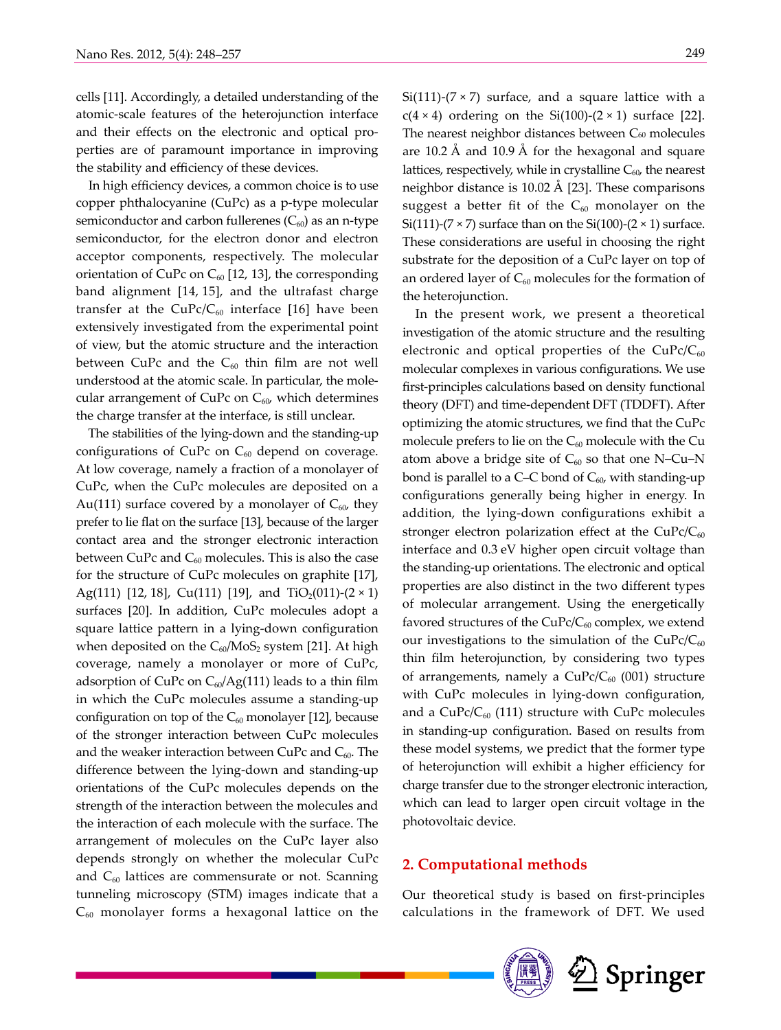cells [11]. Accordingly, a detailed understanding of the atomic-scale features of the heterojunction interface and their effects on the electronic and optical properties are of paramount importance in improving the stability and efficiency of these devices.

In high efficiency devices, a common choice is to use copper phthalocyanine (CuPc) as a p-type molecular semiconductor and carbon fullerenes ($C_{60}$) as an n-type semiconductor, for the electron donor and electron acceptor components, respectively. The molecular orientation of CuPc on $C_{60}$ [12, 13], the corresponding band alignment [14, 15], and the ultrafast charge transfer at the CuPc/$C_{60}$ interface [16] have been extensively investigated from the experimental point of view, but the atomic structure and the interaction between CuPc and the $C_{60}$ thin film are not well understood at the atomic scale. In particular, the molecular arrangement of CuPc on $C_{60}$, which determines the charge transfer at the interface, is still unclear.

The stabilities of the lying-down and the standing-up configurations of CuPc on $C_{60}$ depend on coverage. At low coverage, namely a fraction of a monolayer of CuPc, when the CuPc molecules are deposited on a Au(111) surface covered by a monolayer of $C_{60}$, they prefer to lie flat on the surface [13], because of the larger contact area and the stronger electronic interaction between CuPc and $C_{60}$ molecules. This is also the case for the structure of CuPc molecules on graphite [17], Ag(111) [12, 18], Cu(111) [19], and $TiO_2$(011)-(2 × 1) surfaces [20]. In addition, CuPc molecules adopt a square lattice pattern in a lying-down configuration when deposited on the $C_{60}/MoS_2$ system [21]. At high coverage, namely a monolayer or more of CuPc, adsorption of CuPc on $C_{60}$/Ag(111) leads to a thin film in which the CuPc molecules assume a standing-up configuration on top of the $C_{60}$ monolayer [12], because of the stronger interaction between CuPc molecules and the weaker interaction between CuPc and $C_{60}$. The difference between the lying-down and standing-up orientations of the CuPc molecules depends on the strength of the interaction between the molecules and the interaction of each molecule with the surface. The arrangement of molecules on the CuPc layer also depends strongly on whether the molecular CuPc and $C_{60}$ lattices are commensurate or not. Scanning tunneling microscopy (STM) images indicate that a $C_{60}$ monolayer forms a hexagonal lattice on the Si(111)-(7 × 7) surface, and a square lattice with a c(4 × 4) ordering on the Si(100)-(2 × 1) surface [22]. The nearest neighbor distances between $C_{60}$ molecules are 10.2 Å and 10.9 Å for the hexagonal and square lattices, respectively, while in crystalline $C_{60}$, the nearest neighbor distance is 10.02 Å [23]. These comparisons suggest a better fit of the $C_{60}$ monolayer on the Si(111)-(7 × 7) surface than on the Si(100)-(2 × 1) surface. These considerations are useful in choosing the right substrate for the deposition of a CuPc layer on top of an ordered layer of $C_{60}$ molecules for the formation of the heterojunction.

In the present work, we present a theoretical investigation of the atomic structure and the resulting electronic and optical properties of the CuPc/$C_{60}$ molecular complexes in various configurations. We use first-principles calculations based on density functional theory (DFT) and time-dependent DFT (TDDFT). After optimizing the atomic structures, we find that the CuPc molecule prefers to lie on the $C_{60}$ molecule with the Cu atom above a bridge site of $C_{60}$ so that one N–Cu–N bond is parallel to a C–C bond of $C_{60}$, with standing-up configurations generally being higher in energy. In addition, the lying-down configurations exhibit a stronger electron polarization effect at the CuPc/$C_{60}$ interface and 0.3 eV higher open circuit voltage than the standing-up orientations. The electronic and optical properties are also distinct in the two different types of molecular arrangement. Using the energetically favored structures of the CuPc/$C_{60}$ complex, we extend our investigations to the simulation of the CuPc/$C_{60}$ thin film heterojunction, by considering two types of arrangements, namely a CuPc/$C_{60}$ (001) structure with CuPc molecules in lying-down configuration, and a CuPc/$C_{60}$ (111) structure with CuPc molecules in standing-up configuration. Based on results from these model systems, we predict that the former type of heterojunction will exhibit a higher efficiency for charge transfer due to the stronger electronic interaction, which can lead to larger open circuit voltage in the photovoltaic device.

## 2. Computational methods

Our theoretical study is based on first-principles calculations in the framework of DFT. We used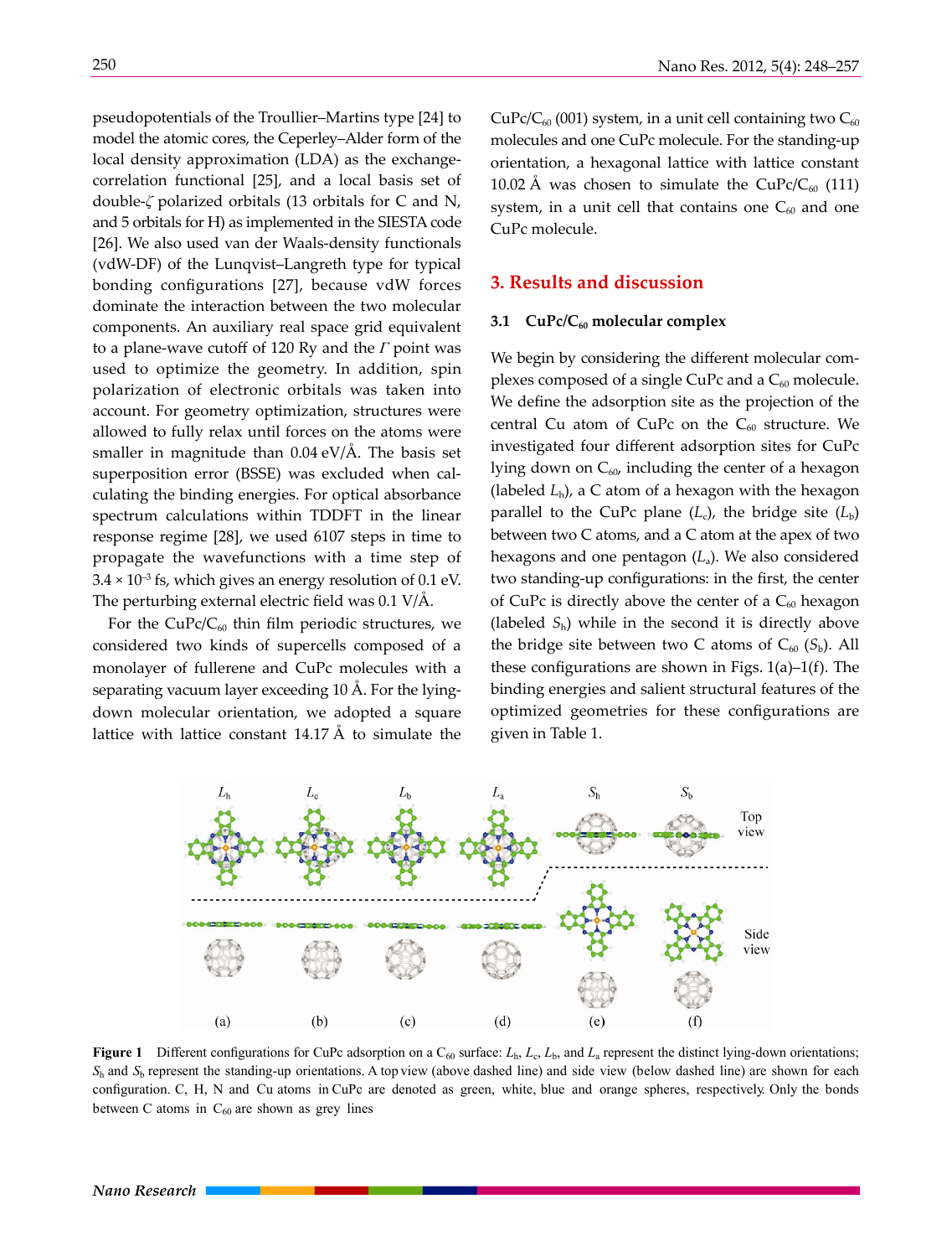pseudopotentials of the Troullier–Martins type [24] to model the atomic cores, the Ceperley–Alder form of the local density approximation (LDA) as the exchange-correlation functional [25], and a local basis set of double-$\zeta$ polarized orbitals (13 orbitals for C and N, and 5 orbitals for H) as implemented in the SIESTA code [26]. We also used van der Waals-density functionals (vdW-DF) of the Lunqvist–Langreth type for typical bonding configurations [27], because vdW forces dominate the interaction between the two molecular components. An auxiliary real space grid equivalent to a plane-wave cutoff of 120 Ry and the $\Gamma$ point was used to optimize the geometry. In addition, spin polarization of electronic orbitals was taken into account. For geometry optimization, structures were allowed to fully relax until forces on the atoms were smaller in magnitude than 0.04 eV/Å. The basis set superposition error (BSSE) was excluded when calculating the binding energies. For optical absorbance spectrum calculations within TDDFT in the linear response regime [28], we used 6107 steps in time to propagate the wavefunctions with a time step of $3.4 \times 10^{-3}$ fs, which gives an energy resolution of 0.1 eV. The perturbing external electric field was 0.1 V/Å.

For the CuPc/$C_{60}$ thin film periodic structures, we considered two kinds of supercells composed of a monolayer of fullerene and CuPc molecules with a separating vacuum layer exceeding 10 Å. For the lying-down molecular orientation, we adopted a square lattice with lattice constant 14.17 Å to simulate the CuPc/$C_{60}$ (001) system, in a unit cell containing two $C_{60}$ molecules and one CuPc molecule. For the standing-up orientation, a hexagonal lattice with lattice constant 10.02 Å was chosen to simulate the CuPc/$C_{60}$ (111) system, in a unit cell that contains one $C_{60}$ and one CuPc molecule.

## 3. Results and discussion

### 3.1 CuPc/$C_{60}$ molecular complex

We begin by considering the different molecular complexes composed of a single CuPc and a $C_{60}$ molecule. We define the adsorption site as the projection of the central Cu atom of CuPc on the $C_{60}$ structure. We investigated four different adsorption sites for CuPc lying down on $C_{60}$, including the center of a hexagon (labeled $L_h$), a C atom of a hexagon with the hexagon parallel to the CuPc plane ($L_c$), the bridge site ($L_b$) between two C atoms, and a C atom at the apex of two hexagons and one pentagon ($L_a$). We also considered two standing-up configurations: in the first, the center of CuPc is directly above the center of a $C_{60}$ hexagon (labeled $S_h$) while in the second it is directly above the bridge site between two C atoms of $C_{60}$ ($S_b$). All these configurations are shown in Figs. 1(a)–1(f). The binding energies and salient structural features of the optimized geometries for these configurations are given in Table 1.

**Figure 1** Different configurations for CuPc adsorption on a $C_{60}$ surface: $L_h$, $L_c$, $L_b$, and $L_a$ represent the distinct lying-down orientations; $S_h$ and $S_b$ represent the standing-up orientations. A top view (above dashed line) and side view (below dashed line) are shown for each configuration. C, H, N and Cu atoms in CuPc are denoted as green, white, blue and orange spheres, respectively. Only the bonds between C atoms in $C_{60}$ are shown as grey lines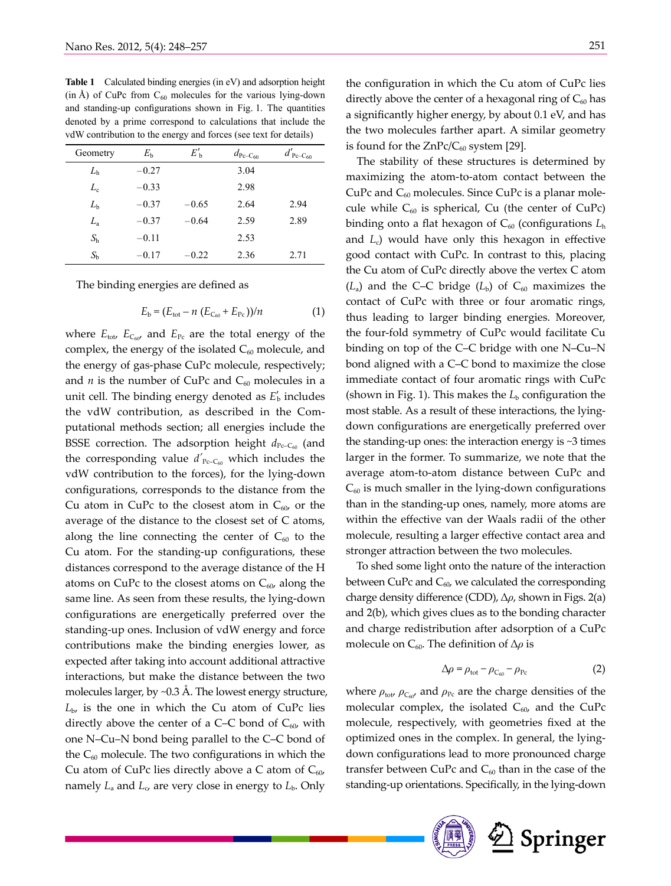**Table 1** Calculated binding energies (in eV) and adsorption height (in Å) of CuPc from $C_{60}$ molecules for the various lying-down and standing-up configurations shown in Fig. 1. The quantities denoted by a prime correspond to calculations that include the vdW contribution to the energy and forces (see text for details)

| Geometry | $E_b$ | $E'_b$ | $d_{Pc-C_{60}}$ | $d'_{Pc-C_{60}}$ |
|---|---|---|---|---|
| $L_h$ | −0.27 | | 3.04 | |
| $L_c$ | −0.33 | | 2.98 | |
| $L_b$ | −0.37 | −0.65 | 2.64 | 2.94 |
| $L_a$ | −0.37 | −0.64 | 2.59 | 2.89 |
| $S_h$ | −0.11 | | 2.53 | |
| $S_b$ | −0.17 | −0.22 | 2.36 | 2.71 |

The binding energies are defined as

$$E_b = (E_{tot} - n\,(E_{C_{60}} + E_{Pc}))/n \tag{1}$$

where $E_{tot}$, $E_{C_{60}}$, and $E_{Pc}$ are the total energy of the complex, the energy of the isolated $C_{60}$ molecule, and the energy of gas-phase CuPc molecule, respectively; and $n$ is the number of CuPc and $C_{60}$ molecules in a unit cell. The binding energy denoted as $E'_b$ includes the vdW contribution, as described in the Computational methods section; all energies include the BSSE correction. The adsorption height $d_{Pc-C_{60}}$ (and the corresponding value $d'_{Pc-C_{60}}$ which includes the vdW contribution to the forces), for the lying-down configurations, corresponds to the distance from the Cu atom in CuPc to the closest atom in $C_{60}$, or the average of the distance to the closest set of C atoms, along the line connecting the center of $C_{60}$ to the Cu atom. For the standing-up configurations, these distances correspond to the average distance of the H atoms on CuPc to the closest atoms on $C_{60}$, along the same line. As seen from these results, the lying-down configurations are energetically preferred over the standing-up ones. Inclusion of vdW energy and force contributions make the binding energies lower, as expected after taking into account additional attractive interactions, but make the distance between the two molecules larger, by ~0.3 Å. The lowest energy structure, $L_b$, is the one in which the Cu atom of CuPc lies directly above the center of a C–C bond of $C_{60}$, with one N–Cu–N bond being parallel to the C–C bond of the $C_{60}$ molecule. The two configurations in which the Cu atom of CuPc lies directly above a C atom of $C_{60}$, namely $L_a$ and $L_c$, are very close in energy to $L_b$. Only the configuration in which the Cu atom of CuPc lies directly above the center of a hexagonal ring of $C_{60}$ has a significantly higher energy, by about 0.1 eV, and has the two molecules farther apart. A similar geometry is found for the ZnPc/$C_{60}$ system [29].

The stability of these structures is determined by maximizing the atom-to-atom contact between the CuPc and $C_{60}$ molecules. Since CuPc is a planar molecule while $C_{60}$ is spherical, Cu (the center of CuPc) binding onto a flat hexagon of $C_{60}$ (configurations $L_h$ and $L_c$) would have only this hexagon in effective good contact with CuPc. In contrast to this, placing the Cu atom of CuPc directly above the vertex C atom ($L_a$) and the C–C bridge ($L_b$) of $C_{60}$ maximizes the contact of CuPc with three or four aromatic rings, thus leading to larger binding energies. Moreover, the four-fold symmetry of CuPc would facilitate Cu binding on top of the C–C bridge with one N–Cu–N bond aligned with a C–C bond to maximize the close immediate contact of four aromatic rings with CuPc (shown in Fig. 1). This makes the $L_b$ configuration the most stable. As a result of these interactions, the lying-down configurations are energetically preferred over the standing-up ones: the interaction energy is ~3 times larger in the former. To summarize, we note that the average atom-to-atom distance between CuPc and $C_{60}$ is much smaller in the lying-down configurations than in the standing-up ones, namely, more atoms are within the effective van der Waals radii of the other molecule, resulting a larger effective contact area and stronger attraction between the two molecules.

To shed some light onto the nature of the interaction between CuPc and $C_{60}$, we calculated the corresponding charge density difference (CDD), $\Delta\rho$, shown in Figs. 2(a) and 2(b), which gives clues as to the bonding character and charge redistribution after adsorption of a CuPc molecule on $C_{60}$. The definition of $\Delta\rho$ is

$$\Delta\rho = \rho_{tot} - \rho_{C_{60}} - \rho_{Pc} \tag{2}$$

where $\rho_{tot}$, $\rho_{C_{60}}$, and $\rho_{Pc}$ are the charge densities of the molecular complex, the isolated $C_{60}$, and the CuPc molecule, respectively, with geometries fixed at the optimized ones in the complex. In general, the lying-down configurations lead to more pronounced charge transfer between CuPc and $C_{60}$ than in the case of the standing-up orientations. Specifically, in the lying-down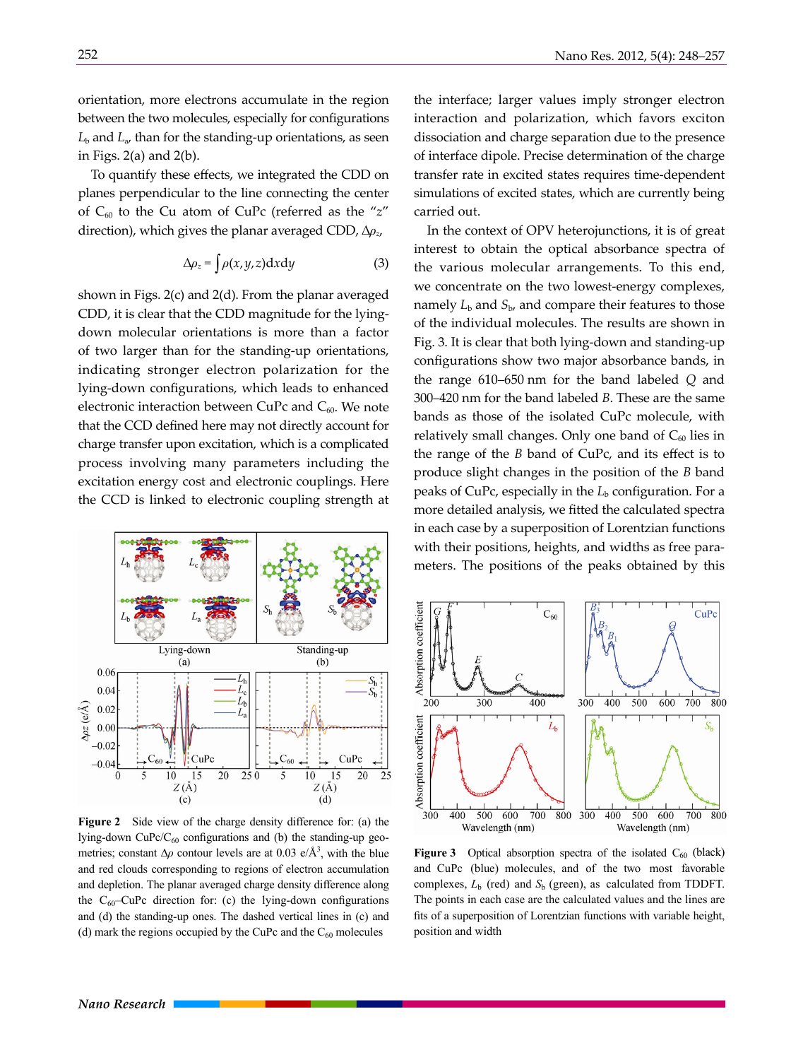orientation, more electrons accumulate in the region between the two molecules, especially for configurations $L_b$ and $L_a$, than for the standing-up orientations, as seen in Figs. 2(a) and 2(b).

To quantify these effects, we integrated the CDD on planes perpendicular to the line connecting the center of $C_{60}$ to the Cu atom of CuPc (referred as the "$z$" direction), which gives the planar averaged CDD, $\Delta\rho_z$,

$$\Delta\rho_z = \int \rho(x,y,z)\mathrm{d}x\mathrm{d}y \tag{3}$$

shown in Figs. 2(c) and 2(d). From the planar averaged CDD, it is clear that the CDD magnitude for the lying-down molecular orientations is more than a factor of two larger than for the standing-up orientations, indicating stronger electron polarization for the lying-down configurations, which leads to enhanced electronic interaction between CuPc and $C_{60}$. We note that the CCD defined here may not directly account for charge transfer upon excitation, which is a complicated process involving many parameters including the excitation energy cost and electronic couplings. Here the CCD is linked to electronic coupling strength at the interface; larger values imply stronger electron interaction and polarization, which favors exciton dissociation and charge separation due to the presence of interface dipole. Precise determination of the charge transfer rate in excited states requires time-dependent simulations of excited states, which are currently being carried out.

Figure 2 Side view of the charge density difference for: (a) the lying-down CuPc/$C_{60}$ configurations and (b) the standing-up geometries; constant $\Delta\rho$ contour levels are at 0.03 e/Å$^3$, with the blue and red clouds corresponding to regions of electron accumulation and depletion. The planar averaged charge density difference along the $C_{60}$–CuPc direction for: (c) the lying-down configurations and (d) the standing-up ones. The dashed vertical lines in (c) and (d) mark the regions occupied by the CuPc and the $C_{60}$ molecules

In the context of OPV heterojunctions, it is of great interest to obtain the optical absorbance spectra of the various molecular arrangements. To this end, we concentrate on the two lowest-energy complexes, namely $L_b$ and $S_b$, and compare their features to those of the individual molecules. The results are shown in Fig. 3. It is clear that both lying-down and standing-up configurations show two major absorbance bands, in the range 610–650 nm for the band labeled $Q$ and 300–420 nm for the band labeled $B$. These are the same bands as those of the isolated CuPc molecule, with relatively small changes. Only one band of $C_{60}$ lies in the range of the $B$ band of CuPc, and its effect is to produce slight changes in the position of the $B$ band peaks of CuPc, especially in the $L_b$ configuration. For a more detailed analysis, we fitted the calculated spectra in each case by a superposition of Lorentzian functions with their positions, heights, and widths as free parameters. The positions of the peaks obtained by this

Figure 3 Optical absorption spectra of the isolated $C_{60}$ (black) and CuPc (blue) molecules, and of the two most favorable complexes, $L_b$ (red) and $S_b$ (green), as calculated from TDDFT. The points in each case are the calculated values and the lines are fits of a superposition of Lorentzian functions with variable height, position and width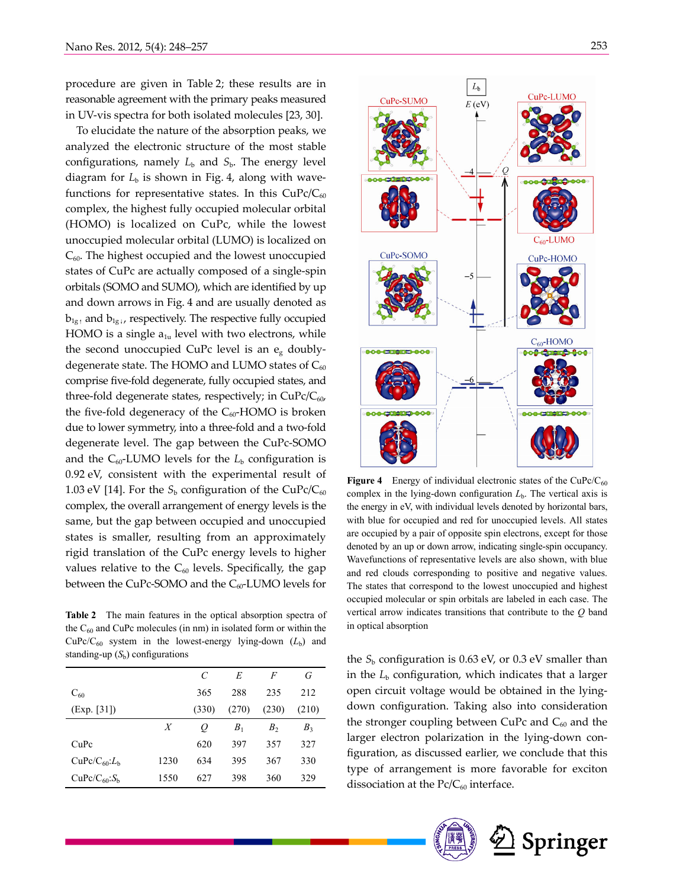procedure are given in Table 2; these results are in reasonable agreement with the primary peaks measured in UV-vis spectra for both isolated molecules [23, 30].

To elucidate the nature of the absorption peaks, we analyzed the electronic structure of the most stable configurations, namely $L_b$ and $S_b$. The energy level diagram for $L_b$ is shown in Fig. 4, along with wavefunctions for representative states. In this CuPc/$C_{60}$ complex, the highest fully occupied molecular orbital (HOMO) is localized on CuPc, while the lowest unoccupied molecular orbital (LUMO) is localized on $C_{60}$. The highest occupied and the lowest unoccupied states of CuPc are actually composed of a single-spin orbitals (SOMO and SUMO), which are identified by up and down arrows in Fig. 4 and are usually denoted as $b_{1g\uparrow}$ and $b_{1g\downarrow}$, respectively. The respective fully occupied HOMO is a single $a_{1u}$ level with two electrons, while the second unoccupied CuPc level is an $e_g$ doubly-degenerate state. The HOMO and LUMO states of $C_{60}$ comprise five-fold degenerate, fully occupied states, and three-fold degenerate states, respectively; in CuPc/$C_{60}$, the five-fold degeneracy of the $C_{60}$-HOMO is broken due to lower symmetry, into a three-fold and a two-fold degenerate level. The gap between the CuPc-SOMO and the $C_{60}$-LUMO levels for the $L_b$ configuration is 0.92 eV, consistent with the experimental result of 1.03 eV [14]. For the $S_b$ configuration of the CuPc/$C_{60}$ complex, the overall arrangement of energy levels is the same, but the gap between occupied and unoccupied states is smaller, resulting from an approximately rigid translation of the CuPc energy levels to higher values relative to the $C_{60}$ levels. Specifically, the gap between the CuPc-SOMO and the $C_{60}$-LUMO levels for the $S_b$ configuration is 0.63 eV, or 0.3 eV smaller than in the $L_b$ configuration, which indicates that a larger open circuit voltage would be obtained in the lying-down configuration. Taking also into consideration the stronger coupling between CuPc and $C_{60}$ and the larger electron polarization in the lying-down configuration, as discussed earlier, we conclude that this type of arrangement is more favorable for exciton dissociation at the Pc/$C_{60}$ interface.

**Table 2** The main features in the optical absorption spectra of the $C_{60}$ and CuPc molecules (in nm) in isolated form or within the CuPc/$C_{60}$ system in the lowest-energy lying-down ($L_b$) and standing-up ($S_b$) configurations

| | | $C$ | $E$ | $F$ | $G$ |
|---|---|---|---|---|---|
| $C_{60}$ | | 365 | 288 | 235 | 212 |
| (Exp. [31]) | | (330) | (270) | (230) | (210) |
| | $X$ | $Q$ | $B_1$ | $B_2$ | $B_3$ |
| CuPc | | 620 | 397 | 357 | 327 |
| CuPc/$C_{60}$:$L_b$ | 1230 | 634 | 395 | 367 | 330 |
| CuPc/$C_{60}$:$S_b$ | 1550 | 627 | 398 | 360 | 329 |

**Figure 4** Energy of individual electronic states of the CuPc/$C_{60}$ complex in the lying-down configuration $L_b$. The vertical axis is the energy in eV, with individual levels denoted by horizontal bars, with blue for occupied and red for unoccupied levels. All states are occupied by a pair of opposite spin electrons, except for those denoted by an up or down arrow, indicating single-spin occupancy. Wavefunctions of representative levels are also shown, with blue and red clouds corresponding to positive and negative values. The states that correspond to the lowest unoccupied and highest occupied molecular or spin orbitals are labeled in each case. The vertical arrow indicates transitions that contribute to the $Q$ band in optical absorption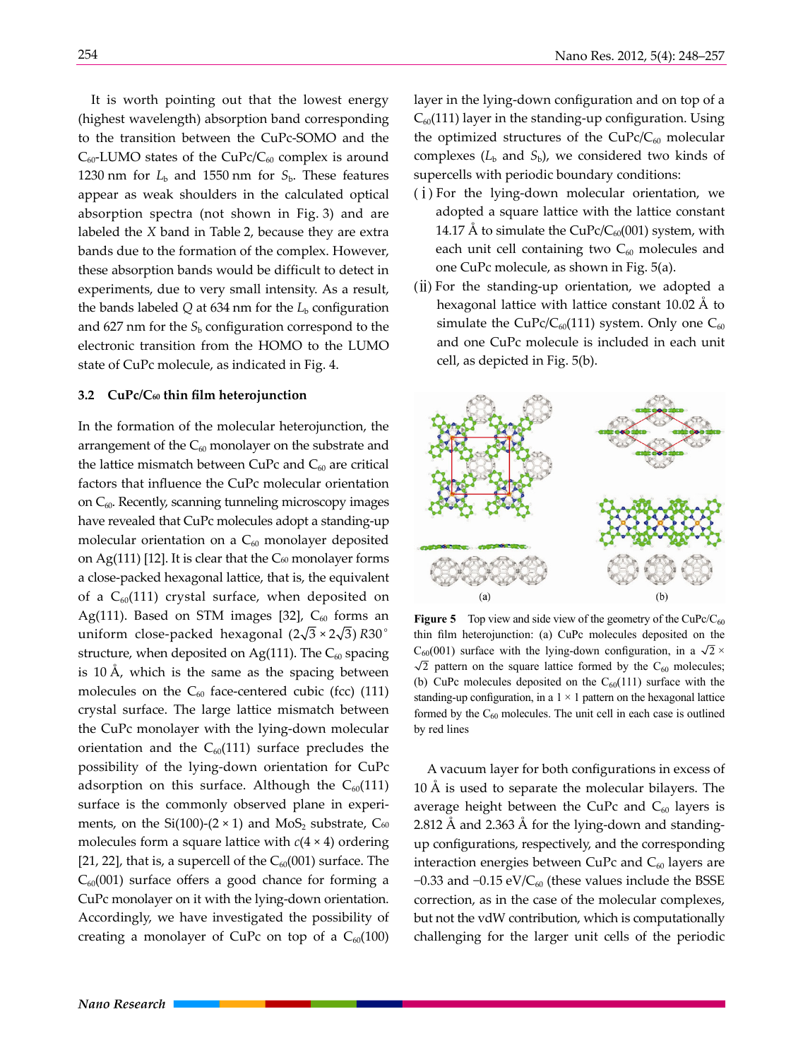It is worth pointing out that the lowest energy (highest wavelength) absorption band corresponding to the transition between the CuPc-SOMO and the $C_{60}$-LUMO states of the CuPc/$C_{60}$ complex is around 1230 nm for $L_b$ and 1550 nm for $S_b$. These features appear as weak shoulders in the calculated optical absorption spectra (not shown in Fig. 3) and are labeled the *X* band in Table 2, because they are extra bands due to the formation of the complex. However, these absorption bands would be difficult to detect in experiments, due to very small intensity. As a result, the bands labeled *Q* at 634 nm for the $L_b$ configuration and 627 nm for the $S_b$ configuration correspond to the electronic transition from the HOMO to the LUMO state of CuPc molecule, as indicated in Fig. 4.

### 3.2 CuPc/$C_{60}$ thin film heterojunction

In the formation of the molecular heterojunction, the arrangement of the $C_{60}$ monolayer on the substrate and the lattice mismatch between CuPc and $C_{60}$ are critical factors that influence the CuPc molecular orientation on $C_{60}$. Recently, scanning tunneling microscopy images have revealed that CuPc molecules adopt a standing-up molecular orientation on a $C_{60}$ monolayer deposited on Ag(111) [12]. It is clear that the $C_{60}$ monolayer forms a close-packed hexagonal lattice, that is, the equivalent of a $C_{60}$(111) crystal surface, when deposited on Ag(111). Based on STM images [32], $C_{60}$ forms an uniform close-packed hexagonal $(2\sqrt{3}\times2\sqrt{3})R30^\circ$ structure, when deposited on Ag(111). The $C_{60}$ spacing is 10 Å, which is the same as the spacing between molecules on the $C_{60}$ face-centered cubic (fcc) (111) crystal surface. The large lattice mismatch between the CuPc monolayer with the lying-down molecular orientation and the $C_{60}$(111) surface precludes the possibility of the lying-down orientation for CuPc adsorption on this surface. Although the $C_{60}$(111) surface is the commonly observed plane in experiments, on the Si(100)-(2 × 1) and $MoS_2$ substrate, $C_{60}$ molecules form a square lattice with $c(4\times4)$ ordering [21, 22], that is, a supercell of the $C_{60}$(001) surface. The $C_{60}$(001) surface offers a good chance for forming a CuPc monolayer on it with the lying-down orientation. Accordingly, we have investigated the possibility of creating a monolayer of CuPc on top of a $C_{60}$(100) layer in the lying-down configuration and on top of a $C_{60}$(111) layer in the standing-up configuration. Using the optimized structures of the CuPc/$C_{60}$ molecular complexes ($L_b$ and $S_b$), we considered two kinds of supercells with periodic boundary conditions:

(i) For the lying-down molecular orientation, we adopted a square lattice with the lattice constant 14.17 Å to simulate the CuPc/$C_{60}$(001) system, with each unit cell containing two $C_{60}$ molecules and one CuPc molecule, as shown in Fig. 5(a).

(ii) For the standing-up orientation, we adopted a hexagonal lattice with lattice constant 10.02 Å to simulate the CuPc/$C_{60}$(111) system. Only one $C_{60}$ and one CuPc molecule is included in each unit cell, as depicted in Fig. 5(b).

**Figure 5** Top view and side view of the geometry of the CuPc/$C_{60}$ thin film heterojunction: (a) CuPc molecules deposited on the $C_{60}$(001) surface with the lying-down configuration, in a $\sqrt{2}\times\sqrt{2}$ pattern on the square lattice formed by the $C_{60}$ molecules; (b) CuPc molecules deposited on the $C_{60}$(111) surface with the standing-up configuration, in a 1 × 1 pattern on the hexagonal lattice formed by the $C_{60}$ molecules. The unit cell in each case is outlined by red lines

A vacuum layer for both configurations in excess of 10 Å is used to separate the molecular bilayers. The average height between the CuPc and $C_{60}$ layers is 2.812 Å and 2.363 Å for the lying-down and standing-up configurations, respectively, and the corresponding interaction energies between CuPc and $C_{60}$ layers are −0.33 and −0.15 eV/$C_{60}$ (these values include the BSSE correction, as in the case of the molecular complexes, but not the vdW contribution, which is computationally challenging for the larger unit cells of the periodic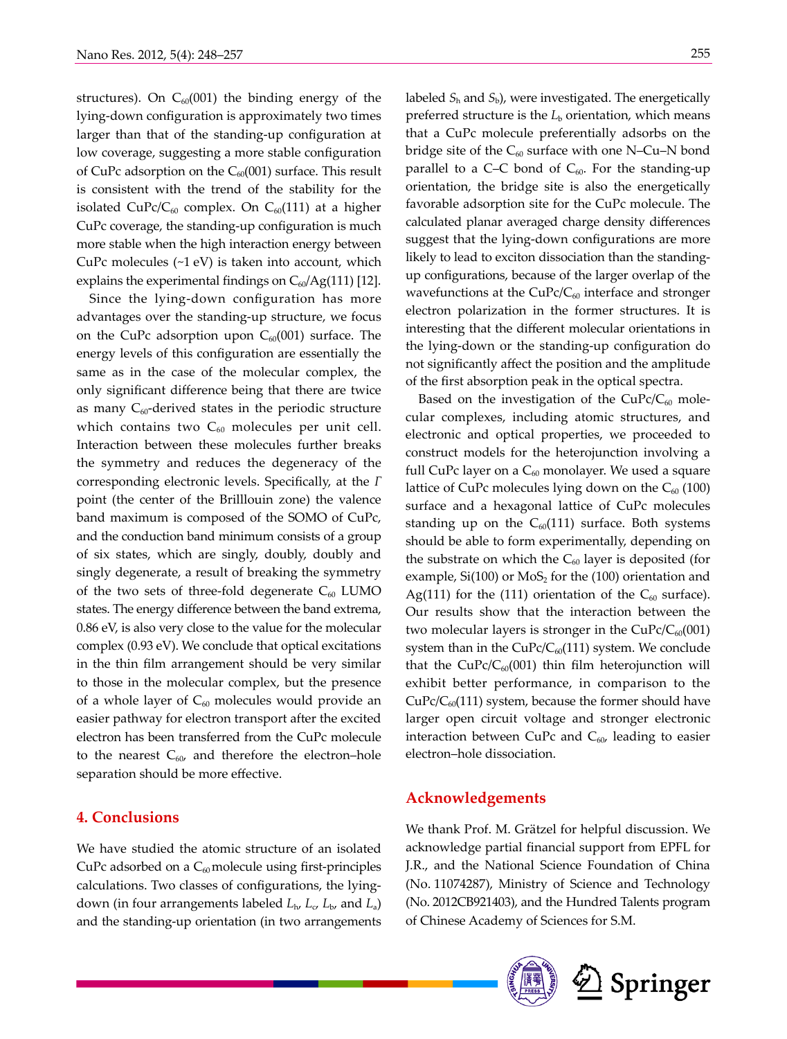structures). On $C_{60}(001)$ the binding energy of the lying-down configuration is approximately two times larger than that of the standing-up configuration at low coverage, suggesting a more stable configuration of CuPc adsorption on the $C_{60}(001)$ surface. This result is consistent with the trend of the stability for the isolated CuPc/$C_{60}$ complex. On $C_{60}(111)$ at a higher CuPc coverage, the standing-up configuration is much more stable when the high interaction energy between CuPc molecules (~1 eV) is taken into account, which explains the experimental findings on $C_{60}$/Ag(111) [12].

Since the lying-down configuration has more advantages over the standing-up structure, we focus on the CuPc adsorption upon $C_{60}(001)$ surface. The energy levels of this configuration are essentially the same as in the case of the molecular complex, the only significant difference being that there are twice as many $C_{60}$-derived states in the periodic structure which contains two $C_{60}$ molecules per unit cell. Interaction between these molecules further breaks the symmetry and reduces the degeneracy of the corresponding electronic levels. Specifically, at the $\Gamma$ point (the center of the Brillloin zone) the valence band maximum is composed of the SOMO of CuPc, and the conduction band minimum consists of a group of six states, which are singly, doubly, doubly and singly degenerate, a result of breaking the symmetry of the two sets of three-fold degenerate $C_{60}$ LUMO states. The energy difference between the band extrema, 0.86 eV, is also very close to the value for the molecular complex (0.93 eV). We conclude that optical excitations in the thin film arrangement should be very similar to those in the molecular complex, but the presence of a whole layer of $C_{60}$ molecules would provide an easier pathway for electron transport after the excited electron has been transferred from the CuPc molecule to the nearest $C_{60}$, and therefore the electron–hole separation should be more effective.

## 4. Conclusions

We have studied the atomic structure of an isolated CuPc adsorbed on a $C_{60}$ molecule using first-principles calculations. Two classes of configurations, the lying-down (in four arrangements labeled $L_h$, $L_c$, $L_b$, and $L_a$) and the standing-up orientation (in two arrangements labeled $S_h$ and $S_b$), were investigated. The energetically preferred structure is the $L_b$ orientation, which means that a CuPc molecule preferentially adsorbs on the bridge site of the $C_{60}$ surface with one N–Cu–N bond parallel to a C–C bond of $C_{60}$. For the standing-up orientation, the bridge site is also the energetically favorable adsorption site for the CuPc molecule. The calculated planar averaged charge density differences suggest that the lying-down configurations are more likely to lead to exciton dissociation than the standing-up configurations, because of the larger overlap of the wavefunctions at the CuPc/$C_{60}$ interface and stronger electron polarization in the former structures. It is interesting that the different molecular orientations in the lying-down or the standing-up configuration do not significantly affect the position and the amplitude of the first absorption peak in the optical spectra.

Based on the investigation of the CuPc/$C_{60}$ molecular complexes, including atomic structures, and electronic and optical properties, we proceeded to construct models for the heterojunction involving a full CuPc layer on a $C_{60}$ monolayer. We used a square lattice of CuPc molecules lying down on the $C_{60}$ (100) surface and a hexagonal lattice of CuPc molecules standing up on the $C_{60}(111)$ surface. Both systems should be able to form experimentally, depending on the substrate on which the $C_{60}$ layer is deposited (for example, Si(100) or $MoS_2$ for the (100) orientation and Ag(111) for the (111) orientation of the $C_{60}$ surface). Our results show that the interaction between the two molecular layers is stronger in the CuPc/$C_{60}(001)$ system than in the CuPc/$C_{60}(111)$ system. We conclude that the CuPc/$C_{60}(001)$ thin film heterojunction will exhibit better performance, in comparison to the CuPc/$C_{60}(111)$ system, because the former should have larger open circuit voltage and stronger electronic interaction between CuPc and $C_{60}$, leading to easier electron–hole dissociation.

## Acknowledgements

We thank Prof. M. Grätzel for helpful discussion. We acknowledge partial financial support from EPFL for J.R., and the National Science Foundation of China (No. 11074287), Ministry of Science and Technology (No. 2012CB921403), and the Hundred Talents program of Chinese Academy of Sciences for S.M.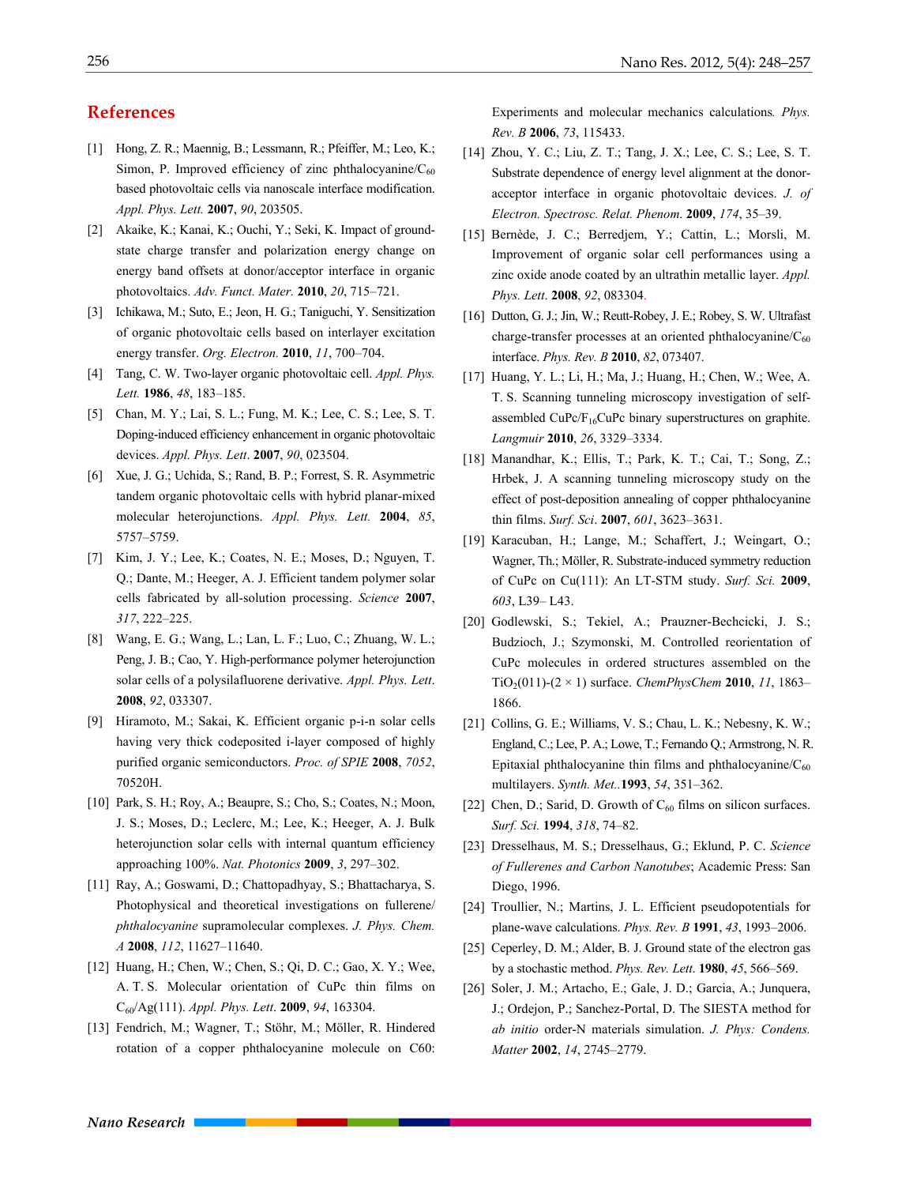## References

[1] Hong, Z. R.; Maennig, B.; Lessmann, R.; Pfeiffer, M.; Leo, K.; Simon, P. Improved efficiency of zinc phthalocyanine/$C_{60}$ based photovoltaic cells via nanoscale interface modification. *Appl. Phys. Lett.* **2007**, *90*, 203505.

[2] Akaike, K.; Kanai, K.; Ouchi, Y.; Seki, K. Impact of ground-state charge transfer and polarization energy change on energy band offsets at donor/acceptor interface in organic photovoltaics. *Adv. Funct. Mater.* **2010**, *20*, 715–721.

[3] Ichikawa, M.; Suto, E.; Jeon, H. G.; Taniguchi, Y. Sensitization of organic photovoltaic cells based on interlayer excitation energy transfer. *Org. Electron.* **2010**, *11*, 700–704.

[4] Tang, C. W. Two-layer organic photovoltaic cell. *Appl. Phys. Lett.* **1986**, *48*, 183–185.

[5] Chan, M. Y.; Lai, S. L.; Fung, M. K.; Lee, C. S.; Lee, S. T. Doping-induced efficiency enhancement in organic photovoltaic devices. *Appl. Phys. Lett*. **2007**, *90*, 023504.

[6] Xue, J. G.; Uchida, S.; Rand, B. P.; Forrest, S. R. Asymmetric tandem organic photovoltaic cells with hybrid planar-mixed molecular heterojunctions. *Appl. Phys. Lett.* **2004**, *85*, 5757–5759.

[7] Kim, J. Y.; Lee, K.; Coates, N. E.; Moses, D.; Nguyen, T. Q.; Dante, M.; Heeger, A. J. Efficient tandem polymer solar cells fabricated by all-solution processing. *Science* **2007**, *317*, 222–225.

[8] Wang, E. G.; Wang, L.; Lan, L. F.; Luo, C.; Zhuang, W. L.; Peng, J. B.; Cao, Y. High-performance polymer heterojunction solar cells of a polysilafluorene derivative. *Appl. Phys. Lett*. **2008**, *92*, 033307.

[9] Hiramoto, M.; Sakai, K. Efficient organic p-i-n solar cells having very thick codeposited i-layer composed of highly purified organic semiconductors. *Proc. of SPIE* **2008**, *7052*, 70520H.

[10] Park, S. H.; Roy, A.; Beaupre, S.; Cho, S.; Coates, N.; Moon, J. S.; Moses, D.; Leclerc, M.; Lee, K.; Heeger, A. J. Bulk heterojunction solar cells with internal quantum efficiency approaching 100%. *Nat. Photonics* **2009**, *3*, 297–302.

[11] Ray, A.; Goswami, D.; Chattopadhyay, S.; Bhattacharya, S. Photophysical and theoretical investigations on fullerene/*phthalocyanine* supramolecular complexes. *J. Phys. Chem. A* **2008**, *112*, 11627–11640.

[12] Huang, H.; Chen, W.; Chen, S.; Qi, D. C.; Gao, X. Y.; Wee, A. T. S. Molecular orientation of CuPc thin films on $C_{60}$/Ag(111). *Appl. Phys. Lett*. **2009**, *94*, 163304.

[13] Fendrich, M.; Wagner, T.; Stöhr, M.; Möller, R. Hindered rotation of a copper phthalocyanine molecule on C60: Experiments and molecular mechanics calculations*. Phys. Rev. B* **2006**, *73*, 115433.

[14] Zhou, Y. C.; Liu, Z. T.; Tang, J. X.; Lee, C. S.; Lee, S. T. Substrate dependence of energy level alignment at the donor-acceptor interface in organic photovoltaic devices. *J. of Electron. Spectrosc. Relat. Phenom*. **2009**, *174*, 35–39.

[15] Bernède, J. C.; Berredjem, Y.; Cattin, L.; Morsli, M. Improvement of organic solar cell performances using a zinc oxide anode coated by an ultrathin metallic layer. *Appl. Phys. Lett*. **2008**, *92*, 083304.

[16] Dutton, G. J.; Jin, W.; Reutt-Robey, J. E.; Robey, S. W. Ultrafast charge-transfer processes at an oriented phthalocyanine/$C_{60}$ interface. *Phys. Rev. B* **2010**, *82*, 073407.

[17] Huang, Y. L.; Li, H.; Ma, J.; Huang, H.; Chen, W.; Wee, A. T. S. Scanning tunneling microscopy investigation of self-assembled CuPc/$F_{16}$CuPc binary superstructures on graphite. *Langmuir* **2010**, *26*, 3329–3334.

[18] Manandhar, K.; Ellis, T.; Park, K. T.; Cai, T.; Song, Z.; Hrbek, J. A scanning tunneling microscopy study on the effect of post-deposition annealing of copper phthalocyanine thin films. *Surf. Sci*. **2007**, *601*, 3623–3631.

[19] Karacuban, H.; Lange, M.; Schaffert, J.; Weingart, O.; Wagner, Th.; Möller, R. Substrate-induced symmetry reduction of CuPc on Cu(111): An LT-STM study. *Surf. Sci.* **2009**, *603*, L39– L43.

[20] Godlewski, S.; Tekiel, A.; Prauzner-Bechcicki, J. S.; Budzioch, J.; Szymonski, M. Controlled reorientation of CuPc molecules in ordered structures assembled on the $TiO_2$(011)-(2 × 1) surface. *ChemPhysChem* **2010**, *11*, 1863–1866.

[21] Collins, G. E.; Williams, V. S.; Chau, L. K.; Nebesny, K. W.; England, C.; Lee, P. A.; Lowe, T.; Fernando Q.; Armstrong, N. R. Epitaxial phthalocyanine thin films and phthalocyanine/$C_{60}$ multilayers. *Synth. Met.*.**1993**, *54*, 351–362.

[22] Chen, D.; Sarid, D. Growth of $C_{60}$ films on silicon surfaces. *Surf. Sci.* **1994**, *318*, 74–82.

[23] Dresselhaus, M. S.; Dresselhaus, G.; Eklund, P. C. *Science of Fullerenes and Carbon Nanotubes*; Academic Press: San Diego, 1996.

[24] Troullier, N.; Martins, J. L. Efficient pseudopotentials for plane-wave calculations. *Phys. Rev. B* **1991**, *43*, 1993–2006.

[25] Ceperley, D. M.; Alder, B. J. Ground state of the electron gas by a stochastic method. *Phys. Rev. Lett*. **1980**, *45*, 566–569.

[26] Soler, J. M.; Artacho, E.; Gale, J. D.; Garcia, A.; Junquera, J.; Ordejon, P.; Sanchez-Portal, D. The SIESTA method for *ab initio* order-N materials simulation. *J. Phys: Condens. Matter* **2002**, *14*, 2745–2779.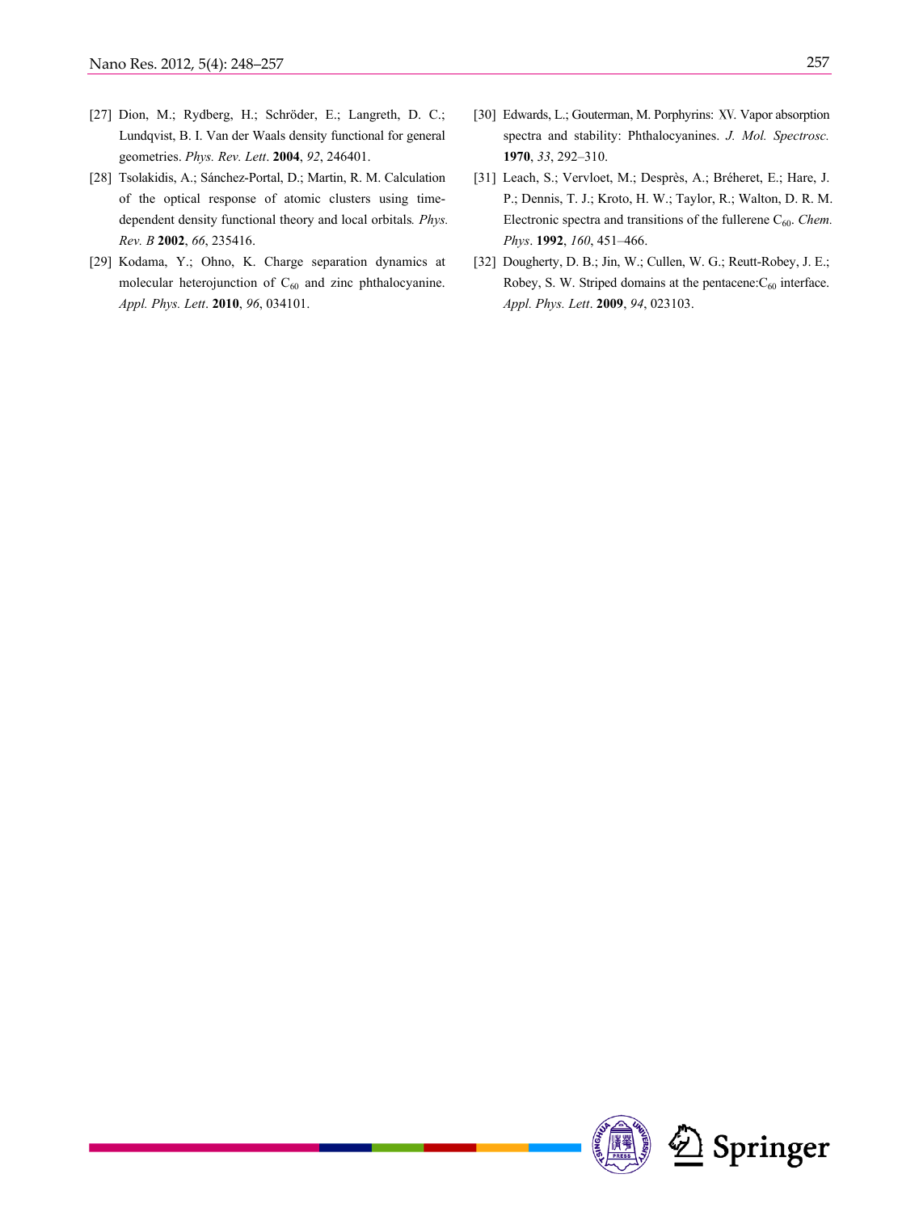[27] Dion, M.; Rydberg, H.; Schröder, E.; Langreth, D. C.; Lundqvist, B. I. Van der Waals density functional for general geometries. *Phys. Rev. Lett*. **2004**, *92*, 246401.

[28] Tsolakidis, A.; Sánchez-Portal, D.; Martin, R. M. Calculation of the optical response of atomic clusters using time-dependent density functional theory and local orbitals. *Phys. Rev. B* **2002**, *66*, 235416.

[29] Kodama, Y.; Ohno, K. Charge separation dynamics at molecular heterojunction of $C_{60}$ and zinc phthalocyanine. *Appl. Phys. Lett*. **2010**, *96*, 034101.

[30] Edwards, L.; Gouterman, M. Porphyrins: XV. Vapor absorption spectra and stability: Phthalocyanines. *J. Mol. Spectrosc.* **1970**, *33*, 292–310.

[31] Leach, S.; Vervloet, M.; Desprès, A.; Bréheret, E.; Hare, J. P.; Dennis, T. J.; Kroto, H. W.; Taylor, R.; Walton, D. R. M. Electronic spectra and transitions of the fullerene $C_{60}$. *Chem. Phys*. **1992**, *160*, 451–466.

[32] Dougherty, D. B.; Jin, W.; Cullen, W. G.; Reutt-Robey, J. E.; Robey, S. W. Striped domains at the pentacene:$C_{60}$ interface. *Appl. Phys. Lett*. **2009**, *94*, 023103.